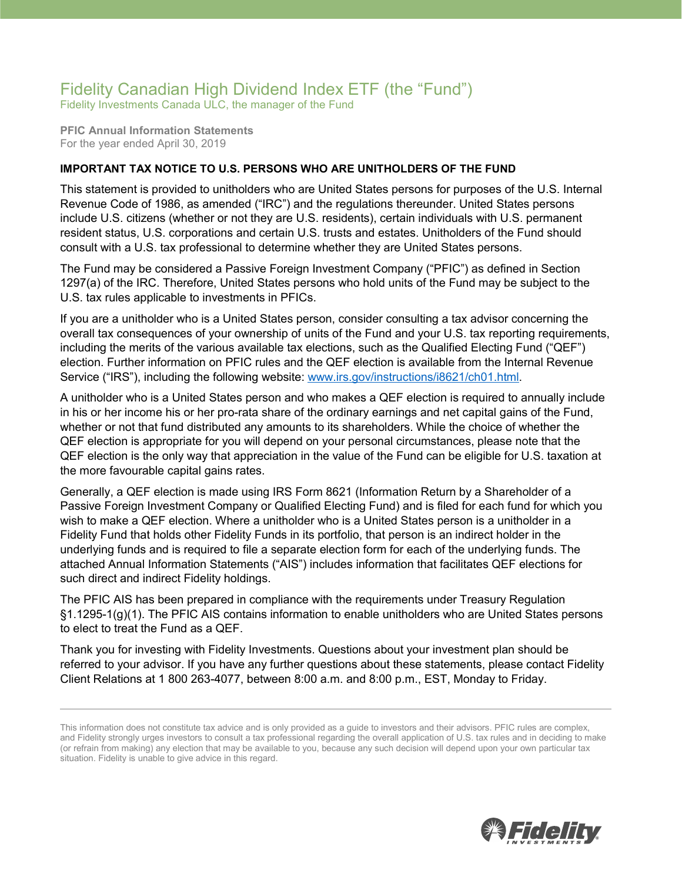# Fidelity Canadian High Dividend Index ETF (the "Fund")

Fidelity Investments Canada ULC, the manager of the Fund

**PFIC Annual Information Statements**
For the year ended April 30, 2019

**IMPORTANT TAX NOTICE TO U.S. PERSONS WHO ARE UNITHOLDERS OF THE FUND**

This statement is provided to unitholders who are United States persons for purposes of the U.S. Internal Revenue Code of 1986, as amended ("IRC") and the regulations thereunder. United States persons include U.S. citizens (whether or not they are U.S. residents), certain individuals with U.S. permanent resident status, U.S. corporations and certain U.S. trusts and estates. Unitholders of the Fund should consult with a U.S. tax professional to determine whether they are United States persons.

The Fund may be considered a Passive Foreign Investment Company ("PFIC") as defined in Section 1297(a) of the IRC. Therefore, United States persons who hold units of the Fund may be subject to the U.S. tax rules applicable to investments in PFICs.

If you are a unitholder who is a United States person, consider consulting a tax advisor concerning the overall tax consequences of your ownership of units of the Fund and your U.S. tax reporting requirements, including the merits of the various available tax elections, such as the Qualified Electing Fund ("QEF") election. Further information on PFIC rules and the QEF election is available from the Internal Revenue Service ("IRS"), including the following website: www.irs.gov/instructions/i8621/ch01.html.

A unitholder who is a United States person and who makes a QEF election is required to annually include in his or her income his or her pro-rata share of the ordinary earnings and net capital gains of the Fund, whether or not that fund distributed any amounts to its shareholders. While the choice of whether the QEF election is appropriate for you will depend on your personal circumstances, please note that the QEF election is the only way that appreciation in the value of the Fund can be eligible for U.S. taxation at the more favourable capital gains rates.

Generally, a QEF election is made using IRS Form 8621 (Information Return by a Shareholder of a Passive Foreign Investment Company or Qualified Electing Fund) and is filed for each fund for which you wish to make a QEF election. Where a unitholder who is a United States person is a unitholder in a Fidelity Fund that holds other Fidelity Funds in its portfolio, that person is an indirect holder in the underlying funds and is required to file a separate election form for each of the underlying funds. The attached Annual Information Statements ("AIS") includes information that facilitates QEF elections for such direct and indirect Fidelity holdings.

The PFIC AIS has been prepared in compliance with the requirements under Treasury Regulation §1.1295-1(g)(1). The PFIC AIS contains information to enable unitholders who are United States persons to elect to treat the Fund as a QEF.

Thank you for investing with Fidelity Investments. Questions about your investment plan should be referred to your advisor. If you have any further questions about these statements, please contact Fidelity Client Relations at 1 800 263-4077, between 8:00 a.m. and 8:00 p.m., EST, Monday to Friday.

---

This information does not constitute tax advice and is only provided as a guide to investors and their advisors. PFIC rules are complex, and Fidelity strongly urges investors to consult a tax professional regarding the overall application of U.S. tax rules and in deciding to make (or refrain from making) any election that may be available to you, because any such decision will depend upon your own particular tax situation. Fidelity is unable to give advice in this regard.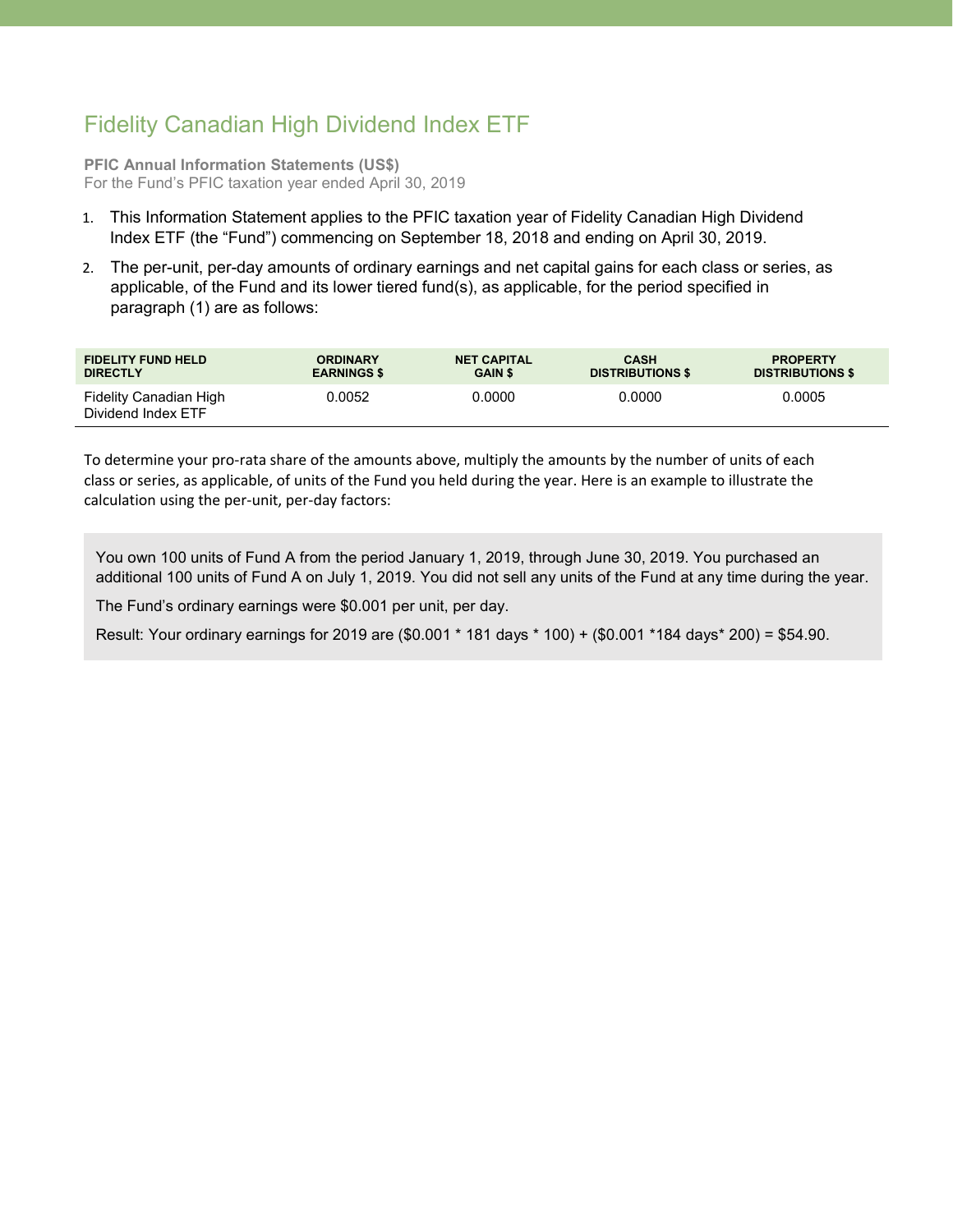# Fidelity Canadian High Dividend Index ETF

**PFIC Annual Information Statements (US$)**
For the Fund's PFIC taxation year ended April 30, 2019

1. This Information Statement applies to the PFIC taxation year of Fidelity Canadian High Dividend Index ETF (the "Fund") commencing on September 18, 2018 and ending on April 30, 2019.
2. The per-unit, per-day amounts of ordinary earnings and net capital gains for each class or series, as applicable, of the Fund and its lower tiered fund(s), as applicable, for the period specified in paragraph (1) are as follows:

| FIDELITY FUND HELD DIRECTLY | ORDINARY EARNINGS $ | NET CAPITAL GAIN $ | CASH DISTRIBUTIONS $ | PROPERTY DISTRIBUTIONS $ |
|---|---|---|---|---|
| Fidelity Canadian High Dividend Index ETF | 0.0052 | 0.0000 | 0.0000 | 0.0005 |

To determine your pro-rata share of the amounts above, multiply the amounts by the number of units of each class or series, as applicable, of units of the Fund you held during the year. Here is an example to illustrate the calculation using the per-unit, per-day factors:

> You own 100 units of Fund A from the period January 1, 2019, through June 30, 2019. You purchased an additional 100 units of Fund A on July 1, 2019. You did not sell any units of the Fund at any time during the year.
>
> The Fund's ordinary earnings were $0.001 per unit, per day.
>
> Result: Your ordinary earnings for 2019 are ($0.001 * 181 days * 100) + ($0.001 *184 days* 200) = $54.90.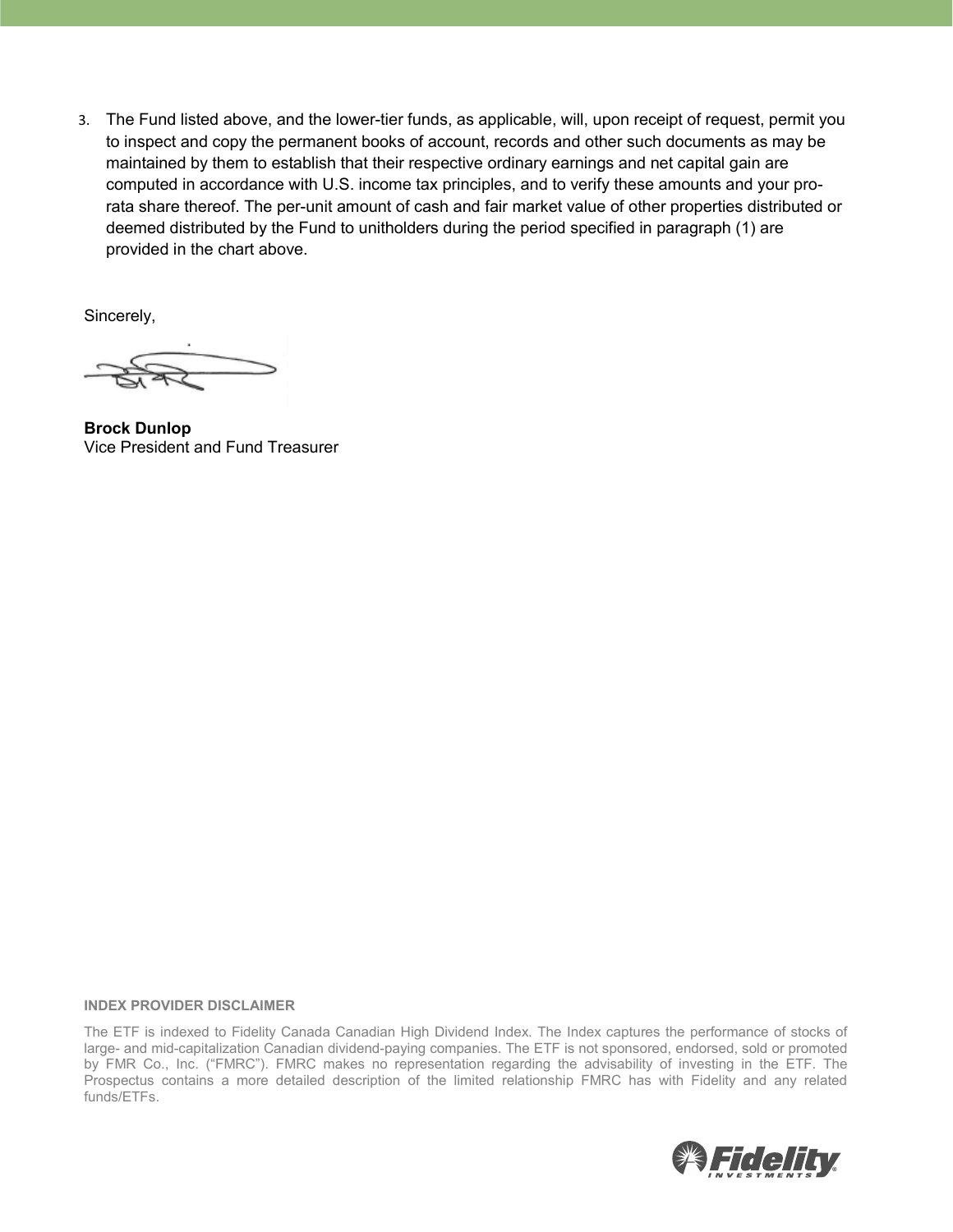3. The Fund listed above, and the lower-tier funds, as applicable, will, upon receipt of request, permit you to inspect and copy the permanent books of account, records and other such documents as may be maintained by them to establish that their respective ordinary earnings and net capital gain are computed in accordance with U.S. income tax principles, and to verify these amounts and your pro-rata share thereof. The per-unit amount of cash and fair market value of other properties distributed or deemed distributed by the Fund to unitholders during the period specified in paragraph (1) are provided in the chart above.

Sincerely,

**Brock Dunlop**
Vice President and Fund Treasurer

**INDEX PROVIDER DISCLAIMER**

The ETF is indexed to Fidelity Canada Canadian High Dividend Index. The Index captures the performance of stocks of large- and mid-capitalization Canadian dividend-paying companies. The ETF is not sponsored, endorsed, sold or promoted by FMR Co., Inc. (“FMRC”). FMRC makes no representation regarding the advisability of investing in the ETF. The Prospectus contains a more detailed description of the limited relationship FMRC has with Fidelity and any related funds/ETFs.

Fidelity INVESTMENTS